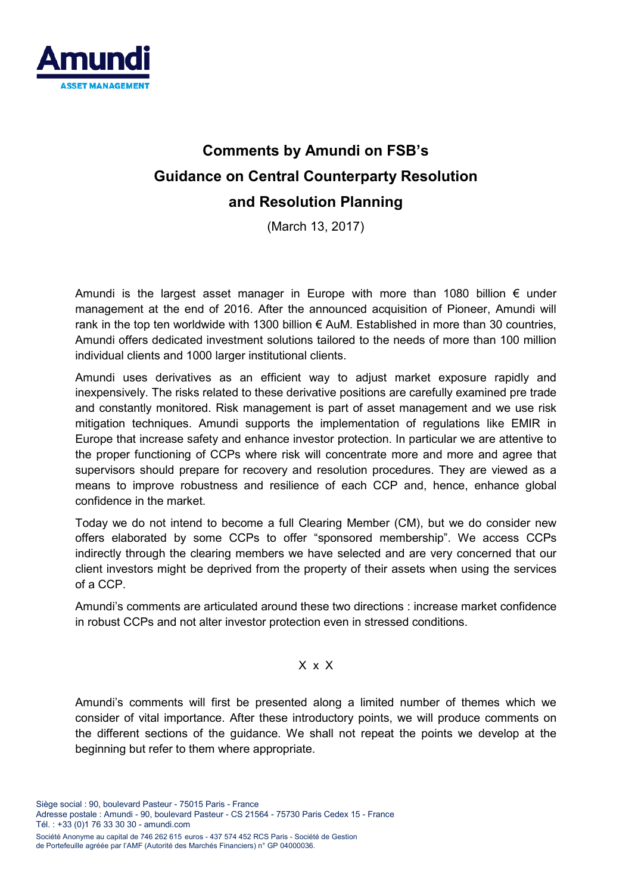# Comments by Amundi on FSB's Guidance on Central Counterparty Resolution and Resolution Planning

(March 13, 2017)

Amundi is the largest asset manager in Europe with more than 1080 billion € under management at the end of 2016. After the announced acquisition of Pioneer, Amundi will rank in the top ten worldwide with 1300 billion € AuM. Established in more than 30 countries, Amundi offers dedicated investment solutions tailored to the needs of more than 100 million individual clients and 1000 larger institutional clients.

Amundi uses derivatives as an efficient way to adjust market exposure rapidly and inexpensively. The risks related to these derivative positions are carefully examined pre trade and constantly monitored. Risk management is part of asset management and we use risk mitigation techniques. Amundi supports the implementation of regulations like EMIR in Europe that increase safety and enhance investor protection. In particular we are attentive to the proper functioning of CCPs where risk will concentrate more and more and agree that supervisors should prepare for recovery and resolution procedures. They are viewed as a means to improve robustness and resilience of each CCP and, hence, enhance global confidence in the market.

Today we do not intend to become a full Clearing Member (CM), but we do consider new offers elaborated by some CCPs to offer "sponsored membership". We access CCPs indirectly through the clearing members we have selected and are very concerned that our client investors might be deprived from the property of their assets when using the services of a CCP.

Amundi's comments are articulated around these two directions : increase market confidence in robust CCPs and not alter investor protection even in stressed conditions.

X x X

Amundi's comments will first be presented along a limited number of themes which we consider of vital importance. After these introductory points, we will produce comments on the different sections of the guidance. We shall not repeat the points we develop at the beginning but refer to them where appropriate.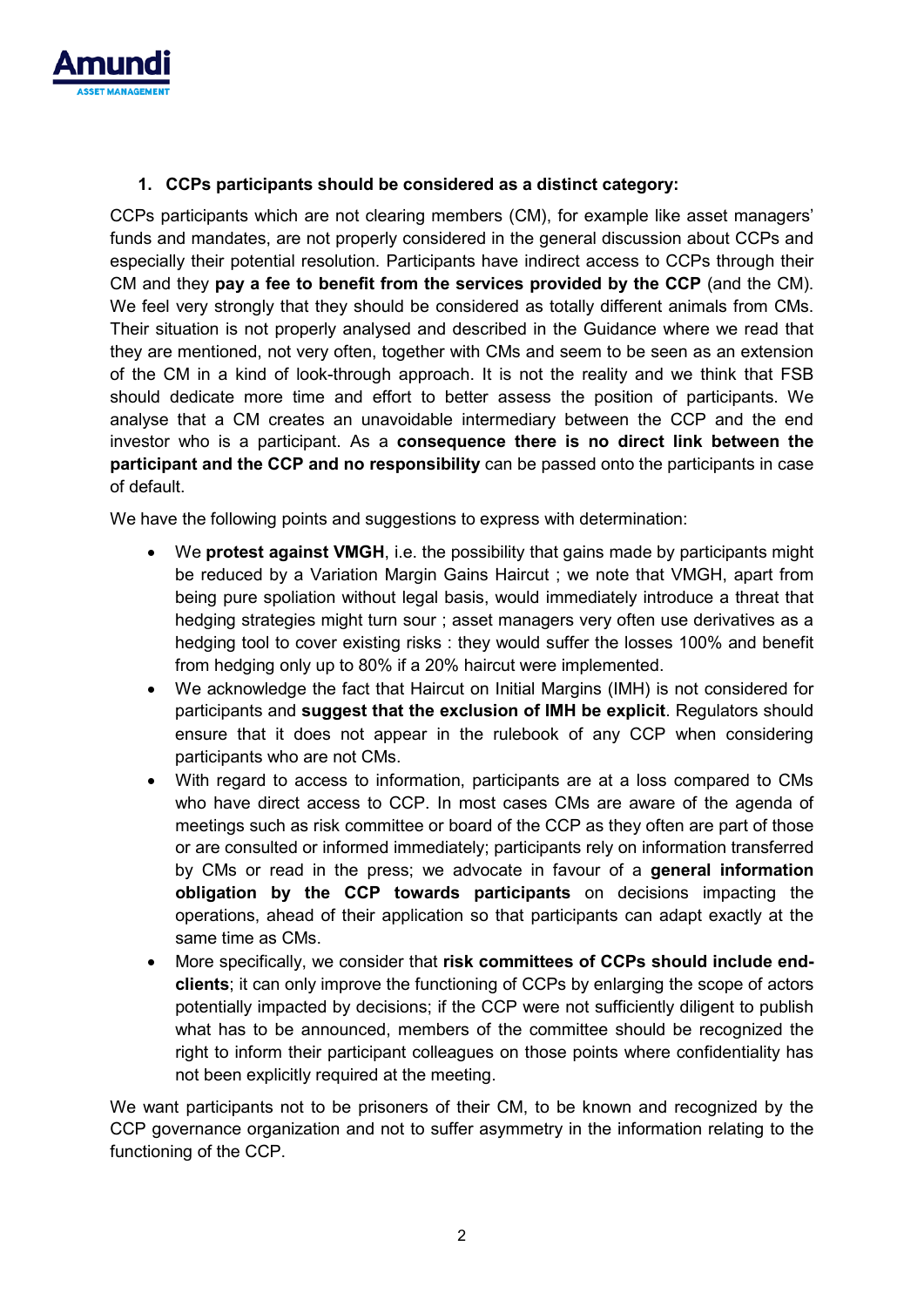1. **CCPs participants should be considered as a distinct category:**

CCPs participants which are not clearing members (CM), for example like asset managers' funds and mandates, are not properly considered in the general discussion about CCPs and especially their potential resolution. Participants have indirect access to CCPs through their CM and they **pay a fee to benefit from the services provided by the CCP** (and the CM). We feel very strongly that they should be considered as totally different animals from CMs. Their situation is not properly analysed and described in the Guidance where we read that they are mentioned, not very often, together with CMs and seem to be seen as an extension of the CM in a kind of look-through approach. It is not the reality and we think that FSB should dedicate more time and effort to better assess the position of participants. We analyse that a CM creates an unavoidable intermediary between the CCP and the end investor who is a participant. As a **consequence there is no direct link between the participant and the CCP and no responsibility** can be passed onto the participants in case of default.

We have the following points and suggestions to express with determination:

- We **protest against VMGH**, i.e. the possibility that gains made by participants might be reduced by a Variation Margin Gains Haircut ; we note that VMGH, apart from being pure spoliation without legal basis, would immediately introduce a threat that hedging strategies might turn sour ; asset managers very often use derivatives as a hedging tool to cover existing risks : they would suffer the losses 100% and benefit from hedging only up to 80% if a 20% haircut were implemented.
- We acknowledge the fact that Haircut on Initial Margins (IMH) is not considered for participants and **suggest that the exclusion of IMH be explicit**. Regulators should ensure that it does not appear in the rulebook of any CCP when considering participants who are not CMs.
- With regard to access to information, participants are at a loss compared to CMs who have direct access to CCP. In most cases CMs are aware of the agenda of meetings such as risk committee or board of the CCP as they often are part of those or are consulted or informed immediately; participants rely on information transferred by CMs or read in the press; we advocate in favour of a **general information obligation by the CCP towards participants** on decisions impacting the operations, ahead of their application so that participants can adapt exactly at the same time as CMs.
- More specifically, we consider that **risk committees of CCPs should include end-clients**; it can only improve the functioning of CCPs by enlarging the scope of actors potentially impacted by decisions; if the CCP were not sufficiently diligent to publish what has to be announced, members of the committee should be recognized the right to inform their participant colleagues on those points where confidentiality has not been explicitly required at the meeting.

We want participants not to be prisoners of their CM, to be known and recognized by the CCP governance organization and not to suffer asymmetry in the information relating to the functioning of the CCP.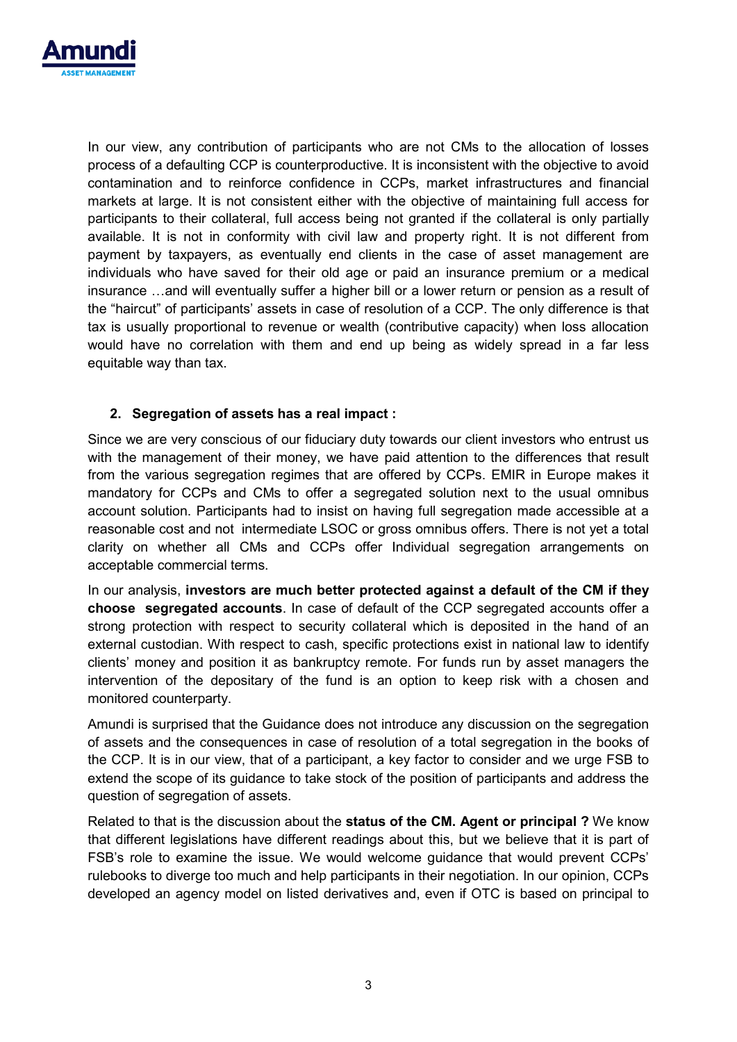In our view, any contribution of participants who are not CMs to the allocation of losses process of a defaulting CCP is counterproductive. It is inconsistent with the objective to avoid contamination and to reinforce confidence in CCPs, market infrastructures and financial markets at large. It is not consistent either with the objective of maintaining full access for participants to their collateral, full access being not granted if the collateral is only partially available. It is not in conformity with civil law and property right. It is not different from payment by taxpayers, as eventually end clients in the case of asset management are individuals who have saved for their old age or paid an insurance premium or a medical insurance …and will eventually suffer a higher bill or a lower return or pension as a result of the "haircut" of participants' assets in case of resolution of a CCP. The only difference is that tax is usually proportional to revenue or wealth (contributive capacity) when loss allocation would have no correlation with them and end up being as widely spread in a far less equitable way than tax.

2. **Segregation of assets has a real impact :**

Since we are very conscious of our fiduciary duty towards our client investors who entrust us with the management of their money, we have paid attention to the differences that result from the various segregation regimes that are offered by CCPs. EMIR in Europe makes it mandatory for CCPs and CMs to offer a segregated solution next to the usual omnibus account solution. Participants had to insist on having full segregation made accessible at a reasonable cost and not intermediate LSOC or gross omnibus offers. There is not yet a total clarity on whether all CMs and CCPs offer Individual segregation arrangements on acceptable commercial terms.

In our analysis, **investors are much better protected against a default of the CM if they choose segregated accounts**. In case of default of the CCP segregated accounts offer a strong protection with respect to security collateral which is deposited in the hand of an external custodian. With respect to cash, specific protections exist in national law to identify clients' money and position it as bankruptcy remote. For funds run by asset managers the intervention of the depositary of the fund is an option to keep risk with a chosen and monitored counterparty.

Amundi is surprised that the Guidance does not introduce any discussion on the segregation of assets and the consequences in case of resolution of a total segregation in the books of the CCP. It is in our view, that of a participant, a key factor to consider and we urge FSB to extend the scope of its guidance to take stock of the position of participants and address the question of segregation of assets.

Related to that is the discussion about the **status of the CM. Agent or principal ?** We know that different legislations have different readings about this, but we believe that it is part of FSB's role to examine the issue. We would welcome guidance that would prevent CCPs' rulebooks to diverge too much and help participants in their negotiation. In our opinion, CCPs developed an agency model on listed derivatives and, even if OTC is based on principal to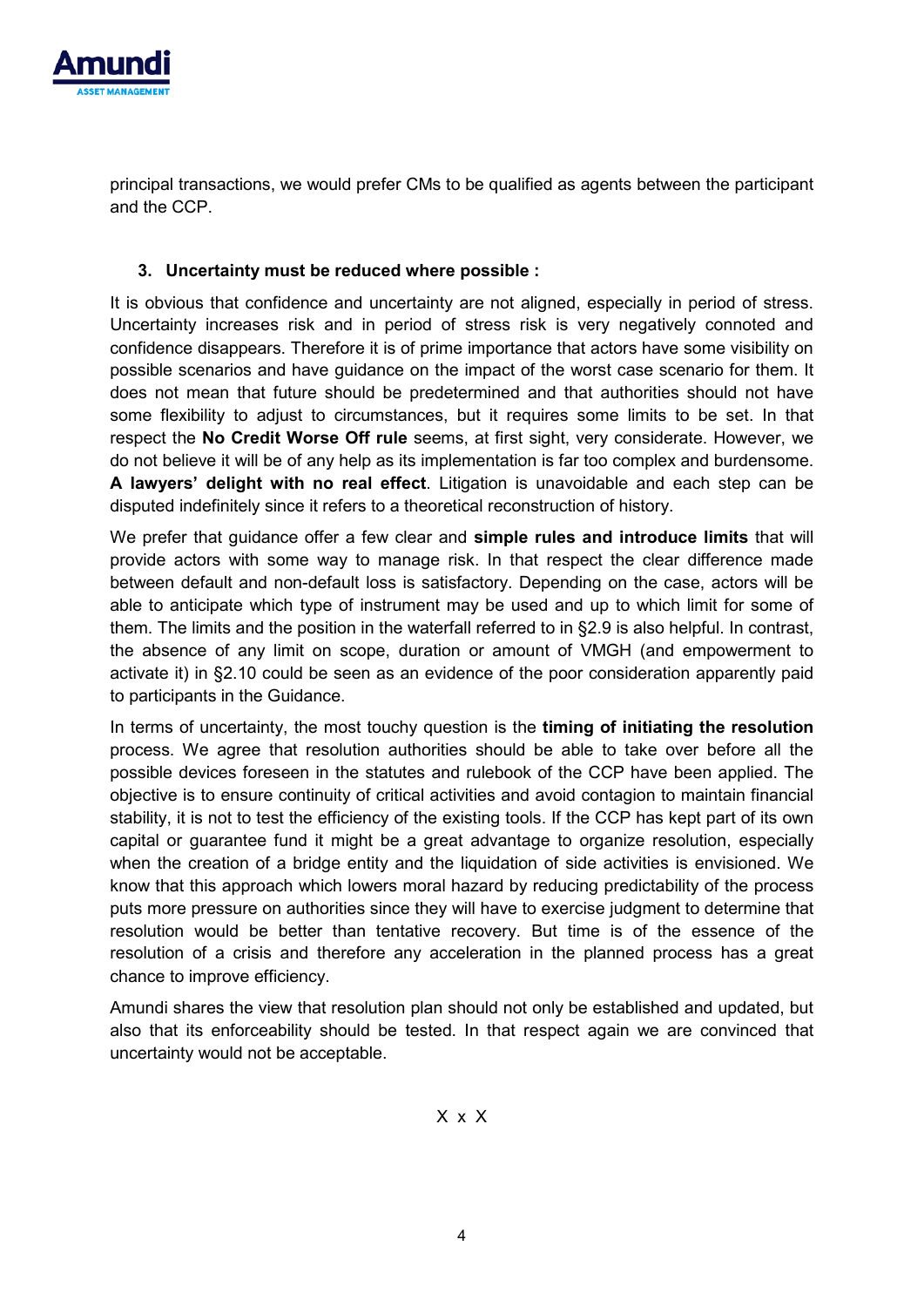principal transactions, we would prefer CMs to be qualified as agents between the participant and the CCP.

3. **Uncertainty must be reduced where possible :**

It is obvious that confidence and uncertainty are not aligned, especially in period of stress. Uncertainty increases risk and in period of stress risk is very negatively connoted and confidence disappears. Therefore it is of prime importance that actors have some visibility on possible scenarios and have guidance on the impact of the worst case scenario for them. It does not mean that future should be predetermined and that authorities should not have some flexibility to adjust to circumstances, but it requires some limits to be set. In that respect the **No Credit Worse Off rule** seems, at first sight, very considerate. However, we do not believe it will be of any help as its implementation is far too complex and burdensome. **A lawyers' delight with no real effect**. Litigation is unavoidable and each step can be disputed indefinitely since it refers to a theoretical reconstruction of history.

We prefer that guidance offer a few clear and **simple rules and introduce limits** that will provide actors with some way to manage risk. In that respect the clear difference made between default and non-default loss is satisfactory. Depending on the case, actors will be able to anticipate which type of instrument may be used and up to which limit for some of them. The limits and the position in the waterfall referred to in §2.9 is also helpful. In contrast, the absence of any limit on scope, duration or amount of VMGH (and empowerment to activate it) in §2.10 could be seen as an evidence of the poor consideration apparently paid to participants in the Guidance.

In terms of uncertainty, the most touchy question is the **timing of initiating the resolution** process. We agree that resolution authorities should be able to take over before all the possible devices foreseen in the statutes and rulebook of the CCP have been applied. The objective is to ensure continuity of critical activities and avoid contagion to maintain financial stability, it is not to test the efficiency of the existing tools. If the CCP has kept part of its own capital or guarantee fund it might be a great advantage to organize resolution, especially when the creation of a bridge entity and the liquidation of side activities is envisioned. We know that this approach which lowers moral hazard by reducing predictability of the process puts more pressure on authorities since they will have to exercise judgment to determine that resolution would be better than tentative recovery. But time is of the essence of the resolution of a crisis and therefore any acceleration in the planned process has a great chance to improve efficiency.

Amundi shares the view that resolution plan should not only be established and updated, but also that its enforceability should be tested. In that respect again we are convinced that uncertainty would not be acceptable.

X x X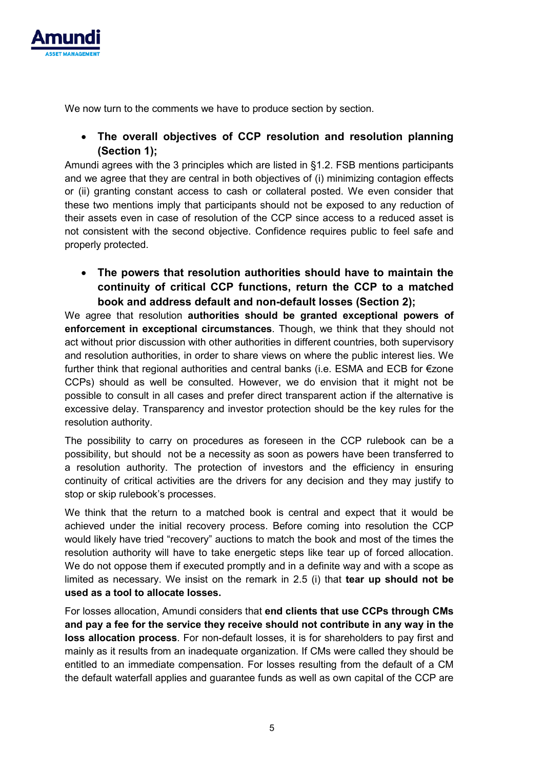We now turn to the comments we have to produce section by section.

- **The overall objectives of CCP resolution and resolution planning (Section 1);**

Amundi agrees with the 3 principles which are listed in §1.2. FSB mentions participants and we agree that they are central in both objectives of (i) minimizing contagion effects or (ii) granting constant access to cash or collateral posted. We even consider that these two mentions imply that participants should not be exposed to any reduction of their assets even in case of resolution of the CCP since access to a reduced asset is not consistent with the second objective. Confidence requires public to feel safe and properly protected.

- **The powers that resolution authorities should have to maintain the continuity of critical CCP functions, return the CCP to a matched book and address default and non-default losses (Section 2);**

We agree that resolution **authorities should be granted exceptional powers of enforcement in exceptional circumstances**. Though, we think that they should not act without prior discussion with other authorities in different countries, both supervisory and resolution authorities, in order to share views on where the public interest lies. We further think that regional authorities and central banks (i.e. ESMA and ECB for €zone CCPs) should as well be consulted. However, we do envision that it might not be possible to consult in all cases and prefer direct transparent action if the alternative is excessive delay. Transparency and investor protection should be the key rules for the resolution authority.

The possibility to carry on procedures as foreseen in the CCP rulebook can be a possibility, but should not be a necessity as soon as powers have been transferred to a resolution authority. The protection of investors and the efficiency in ensuring continuity of critical activities are the drivers for any decision and they may justify to stop or skip rulebook's processes.

We think that the return to a matched book is central and expect that it would be achieved under the initial recovery process. Before coming into resolution the CCP would likely have tried "recovery" auctions to match the book and most of the times the resolution authority will have to take energetic steps like tear up of forced allocation. We do not oppose them if executed promptly and in a definite way and with a scope as limited as necessary. We insist on the remark in 2.5 (i) that **tear up should not be used as a tool to allocate losses.**

For losses allocation, Amundi considers that **end clients that use CCPs through CMs and pay a fee for the service they receive should not contribute in any way in the loss allocation process**. For non-default losses, it is for shareholders to pay first and mainly as it results from an inadequate organization. If CMs were called they should be entitled to an immediate compensation. For losses resulting from the default of a CM the default waterfall applies and guarantee funds as well as own capital of the CCP are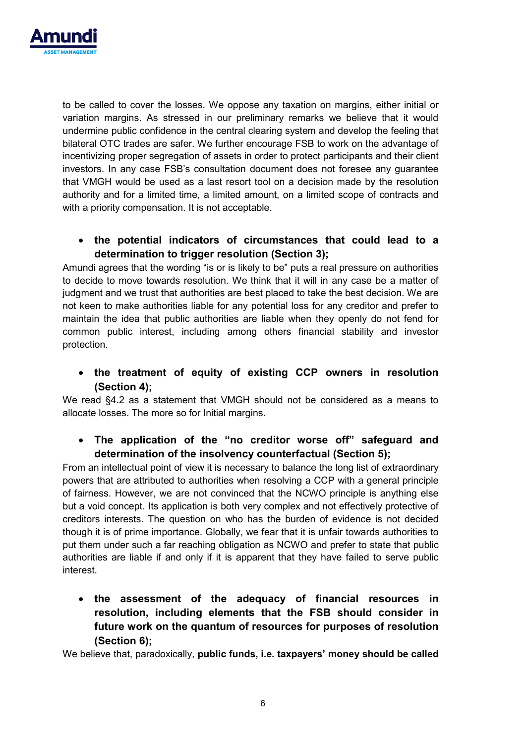to be called to cover the losses. We oppose any taxation on margins, either initial or variation margins. As stressed in our preliminary remarks we believe that it would undermine public confidence in the central clearing system and develop the feeling that bilateral OTC trades are safer. We further encourage FSB to work on the advantage of incentivizing proper segregation of assets in order to protect participants and their client investors. In any case FSB's consultation document does not foresee any guarantee that VMGH would be used as a last resort tool on a decision made by the resolution authority and for a limited time, a limited amount, on a limited scope of contracts and with a priority compensation. It is not acceptable.

- **the potential indicators of circumstances that could lead to a determination to trigger resolution (Section 3);**

Amundi agrees that the wording "is or is likely to be" puts a real pressure on authorities to decide to move towards resolution. We think that it will in any case be a matter of judgment and we trust that authorities are best placed to take the best decision. We are not keen to make authorities liable for any potential loss for any creditor and prefer to maintain the idea that public authorities are liable when they openly do not fend for common public interest, including among others financial stability and investor protection.

- **the treatment of equity of existing CCP owners in resolution (Section 4);**

We read §4.2 as a statement that VMGH should not be considered as a means to allocate losses. The more so for Initial margins.

- **The application of the "no creditor worse off" safeguard and determination of the insolvency counterfactual (Section 5);**

From an intellectual point of view it is necessary to balance the long list of extraordinary powers that are attributed to authorities when resolving a CCP with a general principle of fairness. However, we are not convinced that the NCWO principle is anything else but a void concept. Its application is both very complex and not effectively protective of creditors interests. The question on who has the burden of evidence is not decided though it is of prime importance. Globally, we fear that it is unfair towards authorities to put them under such a far reaching obligation as NCWO and prefer to state that public authorities are liable if and only if it is apparent that they have failed to serve public interest.

- **the assessment of the adequacy of financial resources in resolution, including elements that the FSB should consider in future work on the quantum of resources for purposes of resolution (Section 6);**

We believe that, paradoxically, **public funds, i.e. taxpayers' money should be called**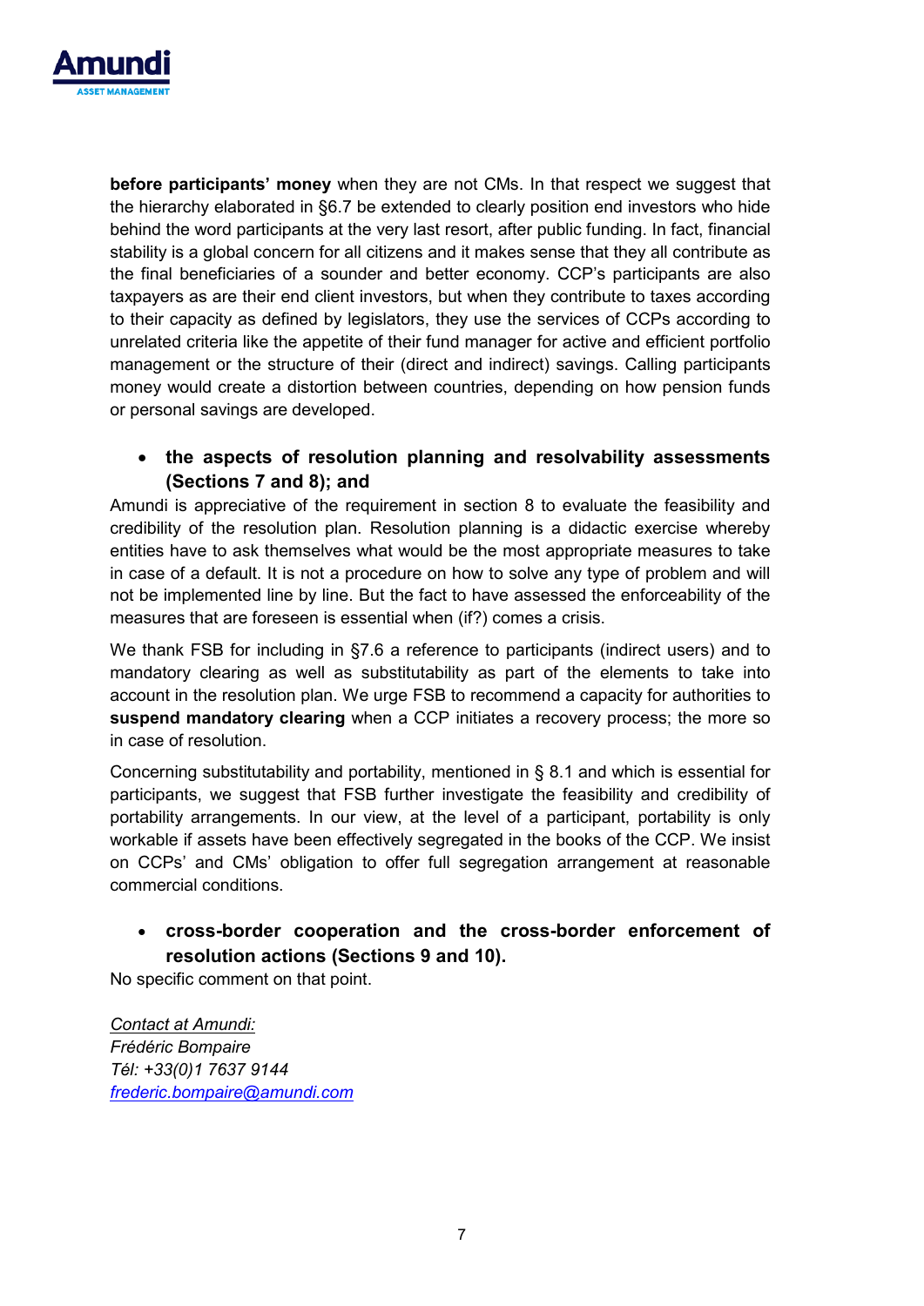**before participants' money** when they are not CMs. In that respect we suggest that the hierarchy elaborated in §6.7 be extended to clearly position end investors who hide behind the word participants at the very last resort, after public funding. In fact, financial stability is a global concern for all citizens and it makes sense that they all contribute as the final beneficiaries of a sounder and better economy. CCP's participants are also taxpayers as are their end client investors, but when they contribute to taxes according to their capacity as defined by legislators, they use the services of CCPs according to unrelated criteria like the appetite of their fund manager for active and efficient portfolio management or the structure of their (direct and indirect) savings. Calling participants money would create a distortion between countries, depending on how pension funds or personal savings are developed.

- **the aspects of resolution planning and resolvability assessments (Sections 7 and 8); and**

Amundi is appreciative of the requirement in section 8 to evaluate the feasibility and credibility of the resolution plan. Resolution planning is a didactic exercise whereby entities have to ask themselves what would be the most appropriate measures to take in case of a default. It is not a procedure on how to solve any type of problem and will not be implemented line by line. But the fact to have assessed the enforceability of the measures that are foreseen is essential when (if?) comes a crisis.

We thank FSB for including in §7.6 a reference to participants (indirect users) and to mandatory clearing as well as substitutability as part of the elements to take into account in the resolution plan. We urge FSB to recommend a capacity for authorities to **suspend mandatory clearing** when a CCP initiates a recovery process; the more so in case of resolution.

Concerning substitutability and portability, mentioned in § 8.1 and which is essential for participants, we suggest that FSB further investigate the feasibility and credibility of portability arrangements. In our view, at the level of a participant, portability is only workable if assets have been effectively segregated in the books of the CCP. We insist on CCPs' and CMs' obligation to offer full segregation arrangement at reasonable commercial conditions.

- **cross-border cooperation and the cross-border enforcement of resolution actions (Sections 9 and 10).**

No specific comment on that point.

*Contact at Amundi:*
*Frédéric Bompaire*
*Tél: +33(0)1 7637 9144*
*frederic.bompaire@amundi.com*